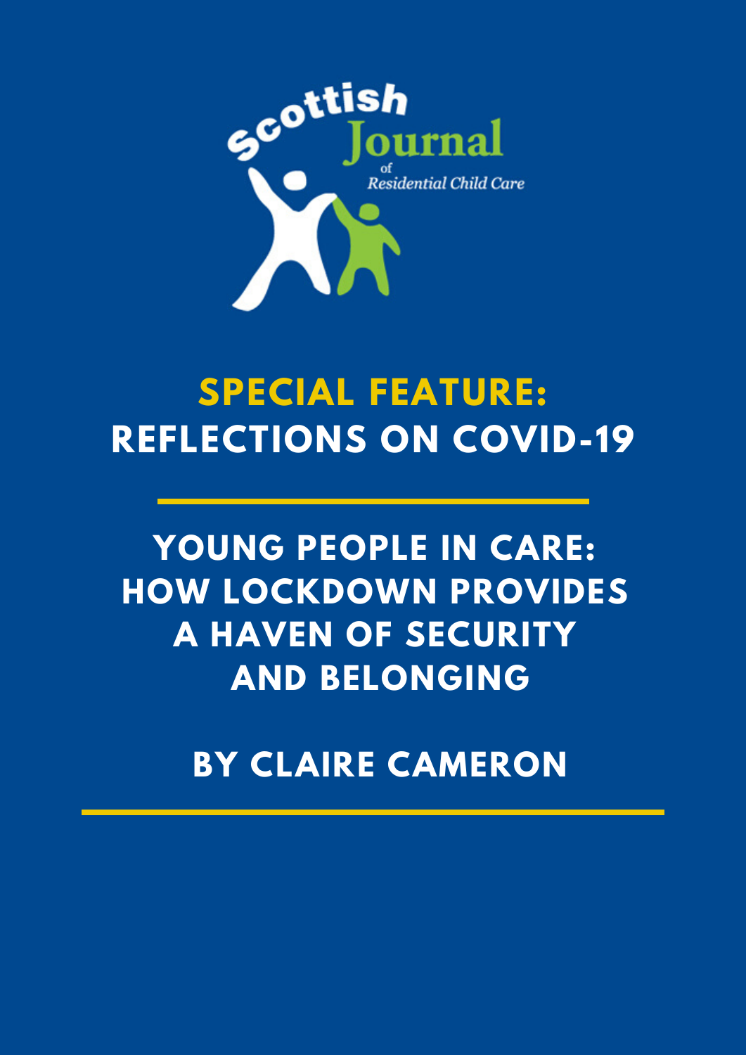Scottish Journal of Residential Child Care

# SPECIAL FEATURE: REFLECTIONS ON COVID-19

## YOUNG PEOPLE IN CARE: HOW LOCKDOWN PROVIDES A HAVEN OF SECURITY AND BELONGING

### BY CLAIRE CAMERON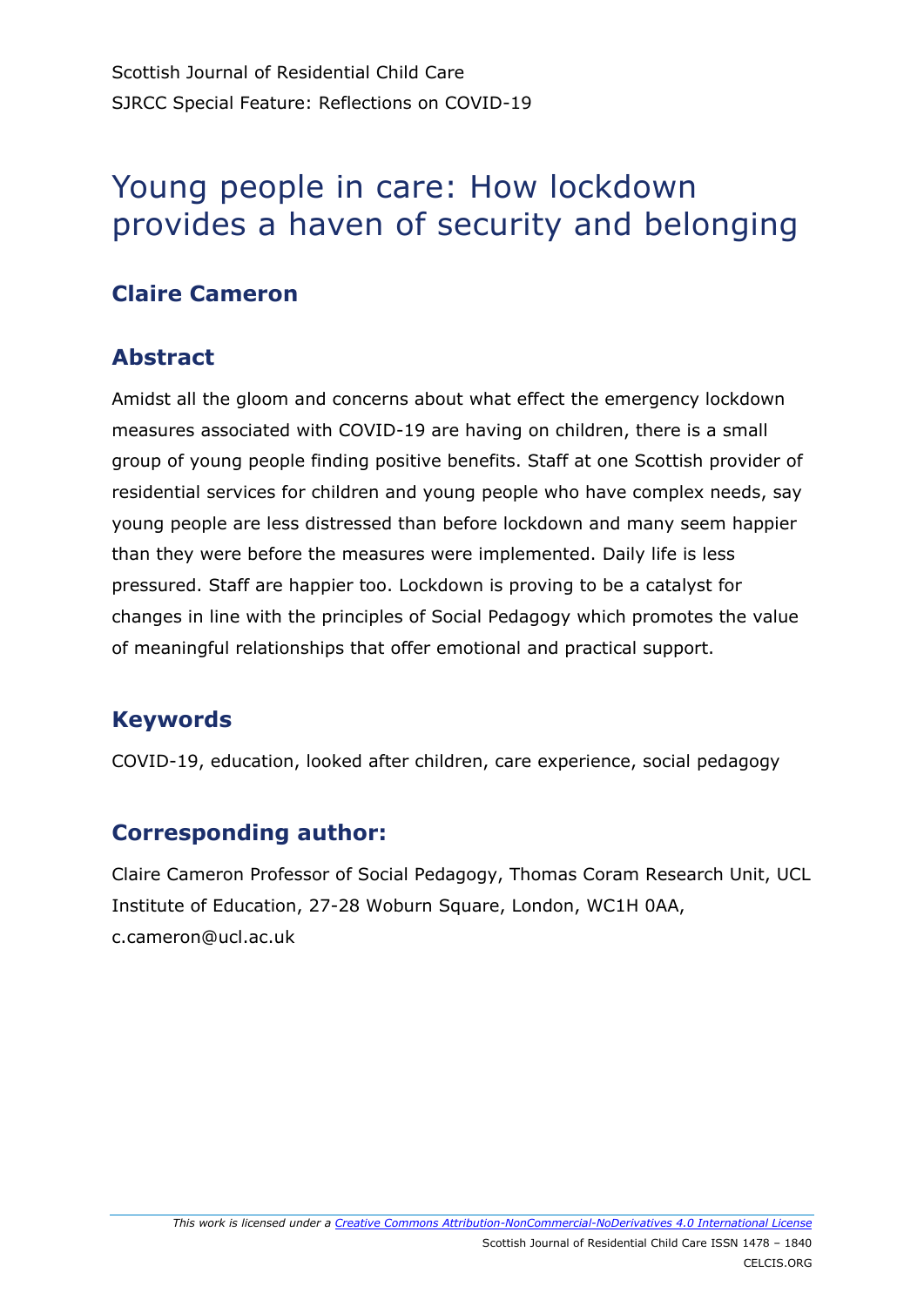# Young people in care: How lockdown provides a haven of security and belonging

## Claire Cameron

## Abstract

Amidst all the gloom and concerns about what effect the emergency lockdown measures associated with COVID-19 are having on children, there is a small group of young people finding positive benefits. Staff at one Scottish provider of residential services for children and young people who have complex needs, say young people are less distressed than before lockdown and many seem happier than they were before the measures were implemented. Daily life is less pressured. Staff are happier too. Lockdown is proving to be a catalyst for changes in line with the principles of Social Pedagogy which promotes the value of meaningful relationships that offer emotional and practical support.

## Keywords

COVID-19, education, looked after children, care experience, social pedagogy

## Corresponding author:

Claire Cameron Professor of Social Pedagogy, Thomas Coram Research Unit, UCL Institute of Education, 27-28 Woburn Square, London, WC1H 0AA, c.cameron@ucl.ac.uk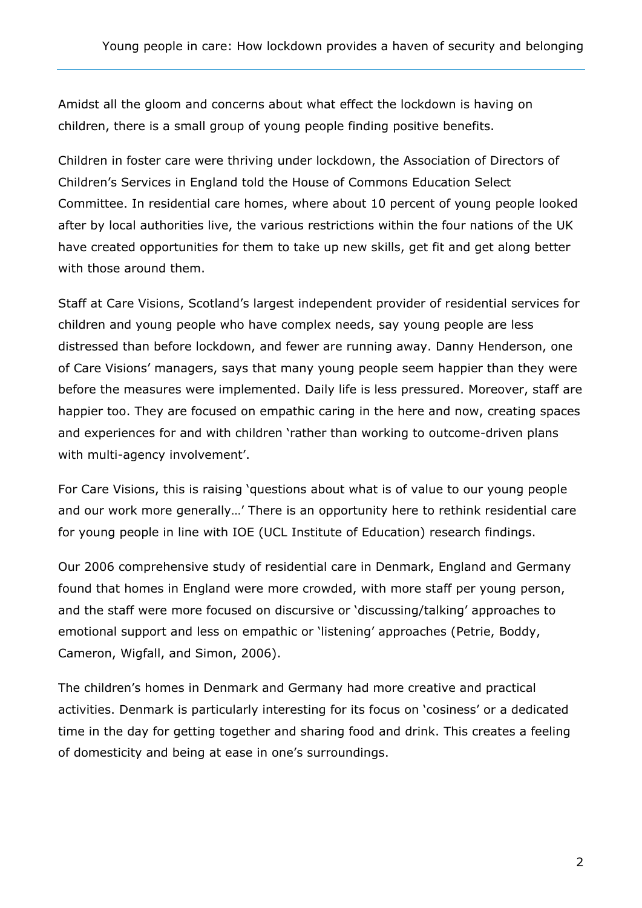Amidst all the gloom and concerns about what effect the lockdown is having on children, there is a small group of young people finding positive benefits.

Children in foster care were thriving under lockdown, the Association of Directors of Children's Services in England told the House of Commons Education Select Committee. In residential care homes, where about 10 percent of young people looked after by local authorities live, the various restrictions within the four nations of the UK have created opportunities for them to take up new skills, get fit and get along better with those around them.

Staff at Care Visions, Scotland's largest independent provider of residential services for children and young people who have complex needs, say young people are less distressed than before lockdown, and fewer are running away. Danny Henderson, one of Care Visions' managers, says that many young people seem happier than they were before the measures were implemented. Daily life is less pressured. Moreover, staff are happier too. They are focused on empathic caring in the here and now, creating spaces and experiences for and with children 'rather than working to outcome-driven plans with multi-agency involvement'.

For Care Visions, this is raising 'questions about what is of value to our young people and our work more generally…' There is an opportunity here to rethink residential care for young people in line with IOE (UCL Institute of Education) research findings.

Our 2006 comprehensive study of residential care in Denmark, England and Germany found that homes in England were more crowded, with more staff per young person, and the staff were more focused on discursive or 'discussing/talking' approaches to emotional support and less on empathic or 'listening' approaches (Petrie, Boddy, Cameron, Wigfall, and Simon, 2006).

The children's homes in Denmark and Germany had more creative and practical activities. Denmark is particularly interesting for its focus on 'cosiness' or a dedicated time in the day for getting together and sharing food and drink. This creates a feeling of domesticity and being at ease in one's surroundings.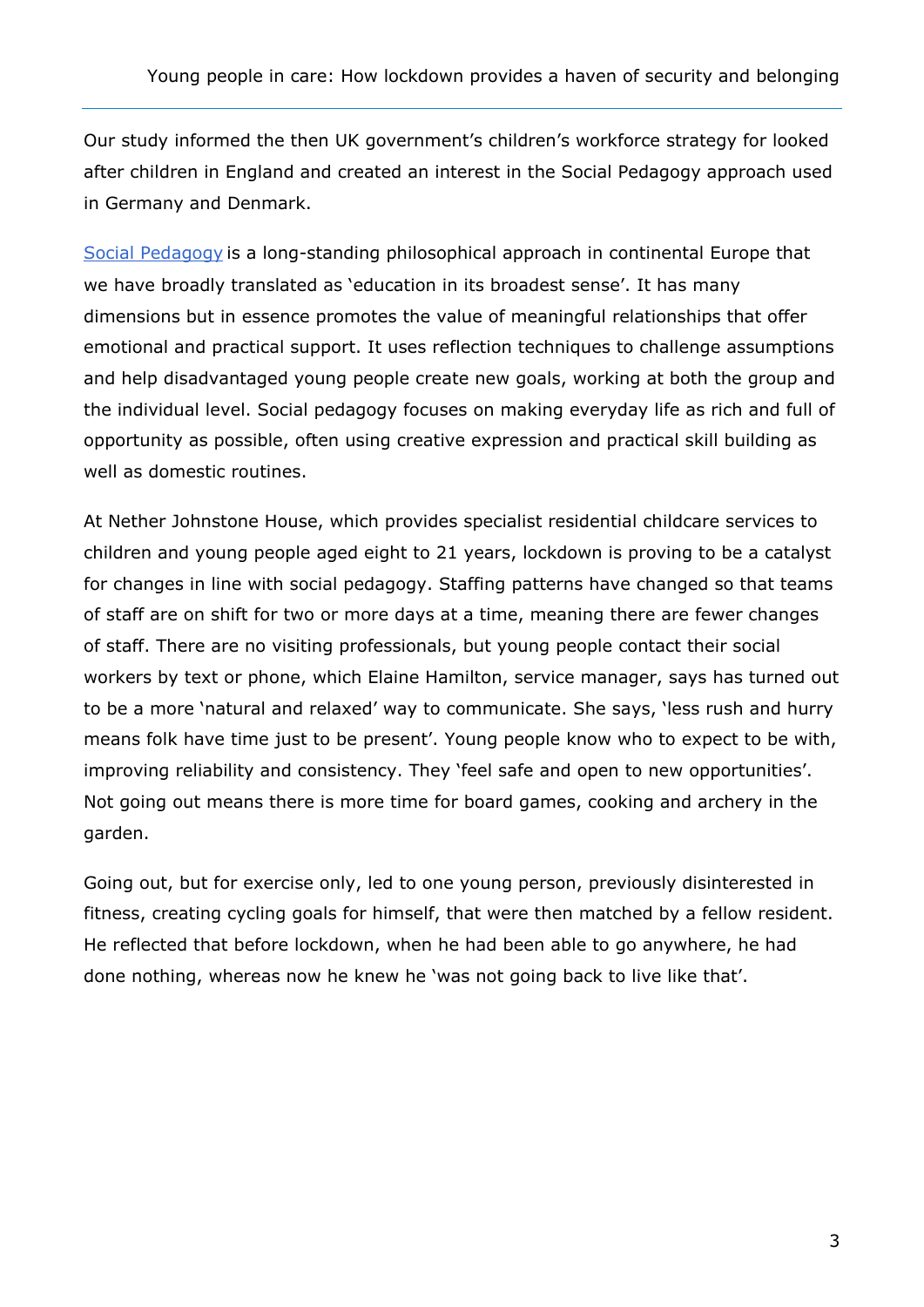Our study informed the then UK government's children's workforce strategy for looked after children in England and created an interest in the Social Pedagogy approach used in Germany and Denmark.

Social Pedagogy is a long-standing philosophical approach in continental Europe that we have broadly translated as 'education in its broadest sense'. It has many dimensions but in essence promotes the value of meaningful relationships that offer emotional and practical support. It uses reflection techniques to challenge assumptions and help disadvantaged young people create new goals, working at both the group and the individual level. Social pedagogy focuses on making everyday life as rich and full of opportunity as possible, often using creative expression and practical skill building as well as domestic routines.

At Nether Johnstone House, which provides specialist residential childcare services to children and young people aged eight to 21 years, lockdown is proving to be a catalyst for changes in line with social pedagogy. Staffing patterns have changed so that teams of staff are on shift for two or more days at a time, meaning there are fewer changes of staff. There are no visiting professionals, but young people contact their social workers by text or phone, which Elaine Hamilton, service manager, says has turned out to be a more 'natural and relaxed' way to communicate. She says, 'less rush and hurry means folk have time just to be present'. Young people know who to expect to be with, improving reliability and consistency. They 'feel safe and open to new opportunities'. Not going out means there is more time for board games, cooking and archery in the garden.

Going out, but for exercise only, led to one young person, previously disinterested in fitness, creating cycling goals for himself, that were then matched by a fellow resident. He reflected that before lockdown, when he had been able to go anywhere, he had done nothing, whereas now he knew he 'was not going back to live like that'.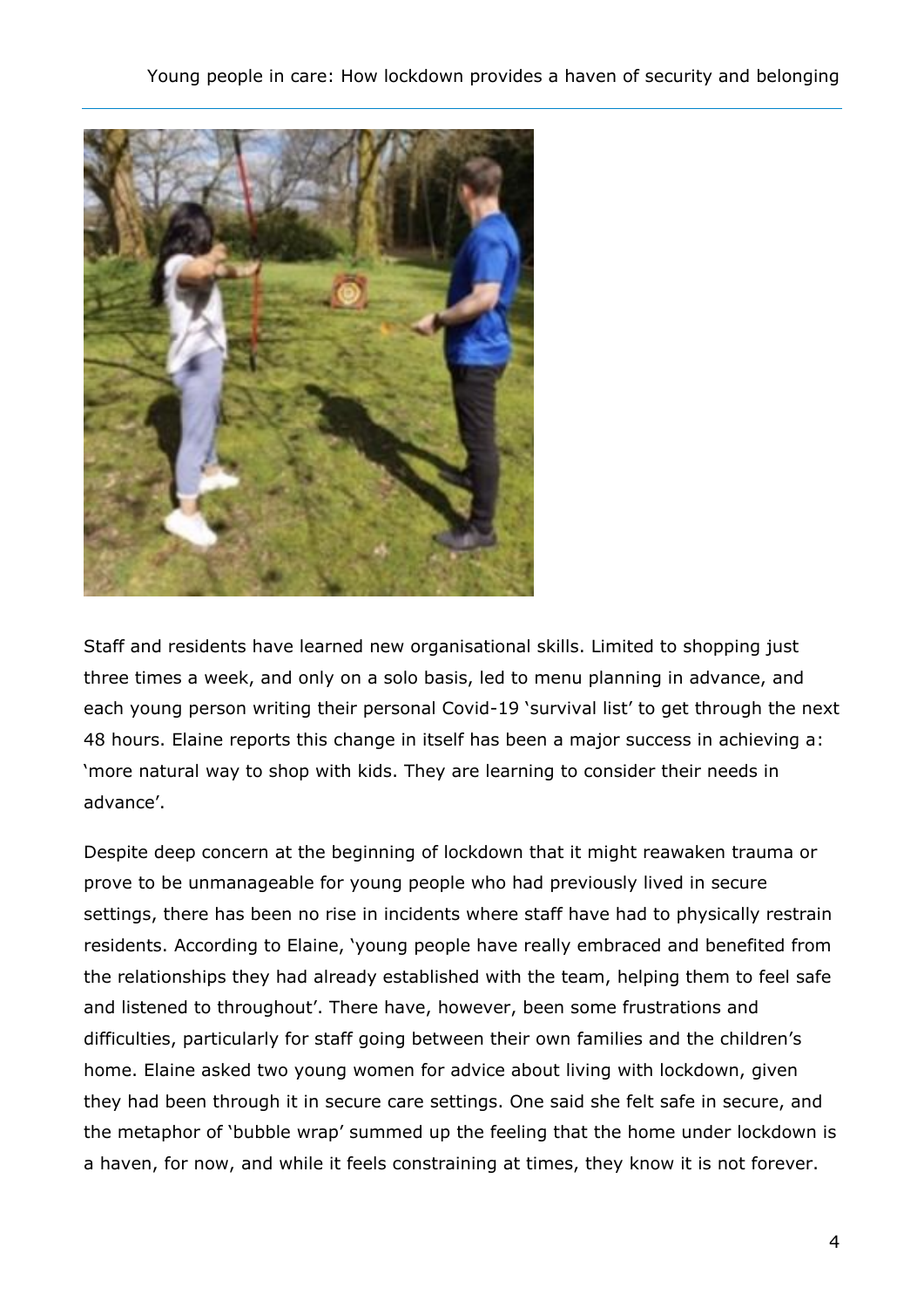Staff and residents have learned new organisational skills. Limited to shopping just three times a week, and only on a solo basis, led to menu planning in advance, and each young person writing their personal Covid-19 'survival list' to get through the next 48 hours. Elaine reports this change in itself has been a major success in achieving a: 'more natural way to shop with kids. They are learning to consider their needs in advance'.

Despite deep concern at the beginning of lockdown that it might reawaken trauma or prove to be unmanageable for young people who had previously lived in secure settings, there has been no rise in incidents where staff have had to physically restrain residents. According to Elaine, 'young people have really embraced and benefited from the relationships they had already established with the team, helping them to feel safe and listened to throughout'. There have, however, been some frustrations and difficulties, particularly for staff going between their own families and the children's home. Elaine asked two young women for advice about living with lockdown, given they had been through it in secure care settings. One said she felt safe in secure, and the metaphor of 'bubble wrap' summed up the feeling that the home under lockdown is a haven, for now, and while it feels constraining at times, they know it is not forever.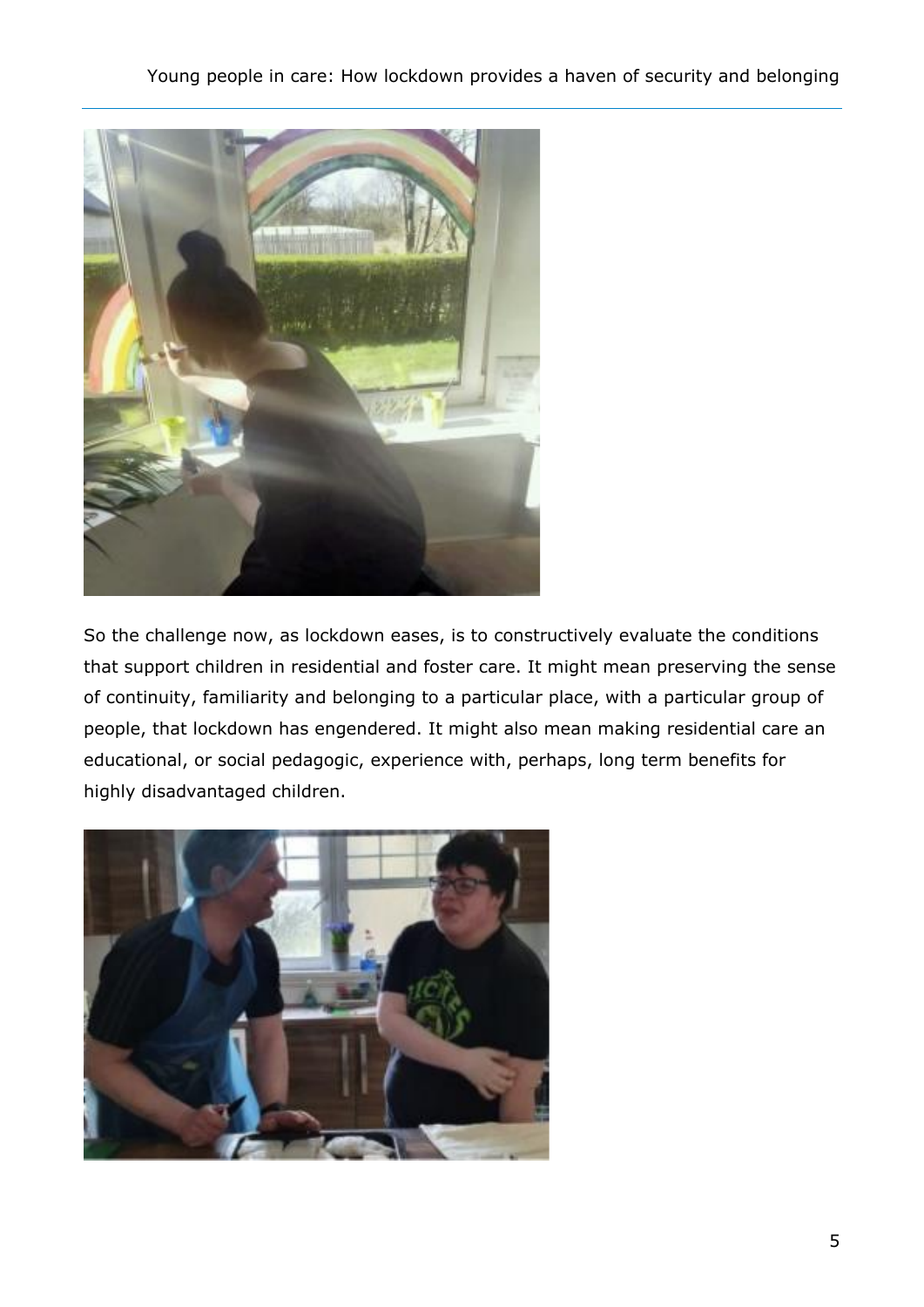So the challenge now, as lockdown eases, is to constructively evaluate the conditions that support children in residential and foster care. It might mean preserving the sense of continuity, familiarity and belonging to a particular place, with a particular group of people, that lockdown has engendered. It might also mean making residential care an educational, or social pedagogic, experience with, perhaps, long term benefits for highly disadvantaged children.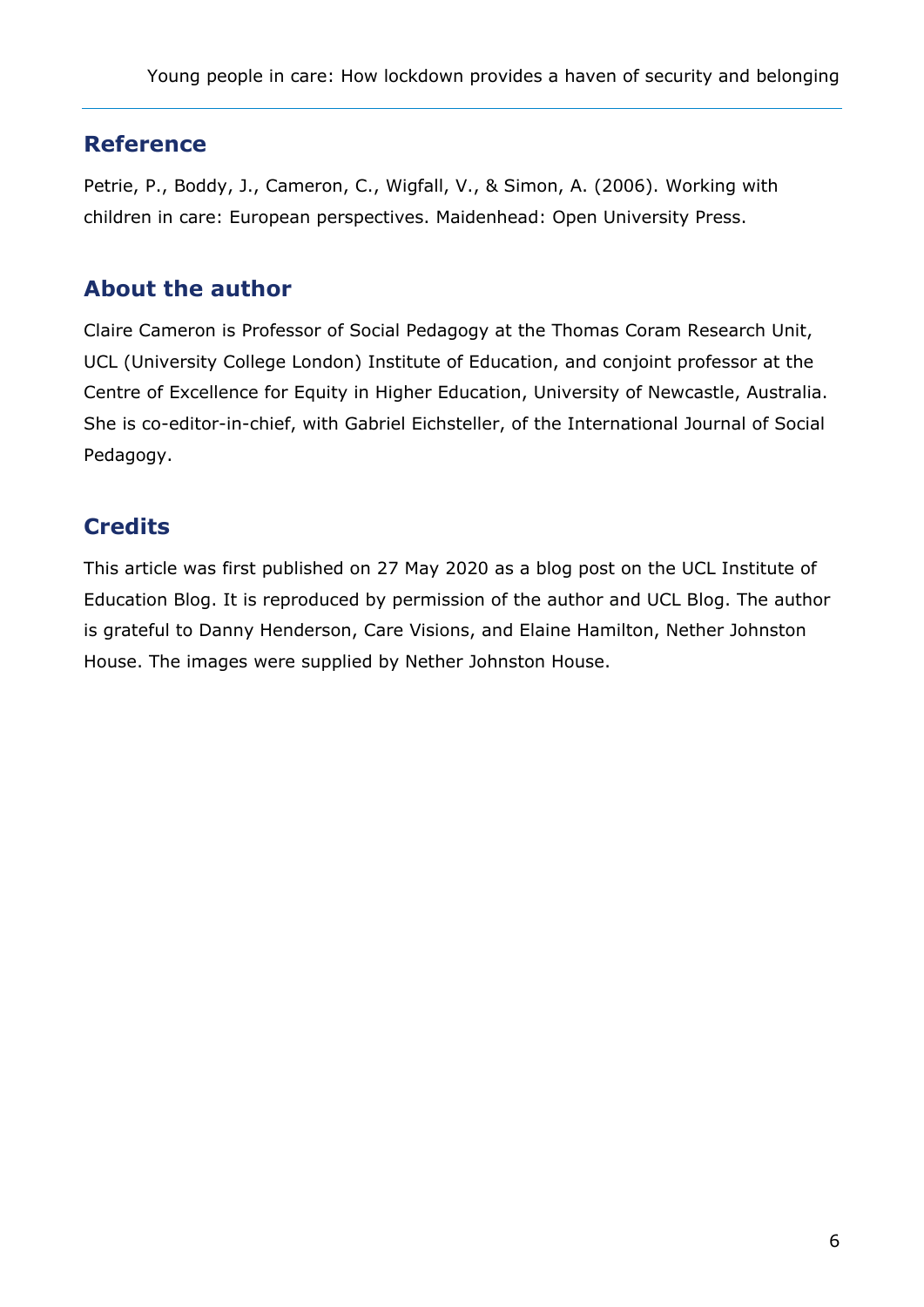## Reference

Petrie, P., Boddy, J., Cameron, C., Wigfall, V., & Simon, A. (2006). Working with children in care: European perspectives. Maidenhead: Open University Press.

## About the author

Claire Cameron is Professor of Social Pedagogy at the Thomas Coram Research Unit, UCL (University College London) Institute of Education, and conjoint professor at the Centre of Excellence for Equity in Higher Education, University of Newcastle, Australia. She is co-editor-in-chief, with Gabriel Eichsteller, of the International Journal of Social Pedagogy.

## Credits

This article was first published on 27 May 2020 as a blog post on the UCL Institute of Education Blog. It is reproduced by permission of the author and UCL Blog. The author is grateful to Danny Henderson, Care Visions, and Elaine Hamilton, Nether Johnston House. The images were supplied by Nether Johnston House.